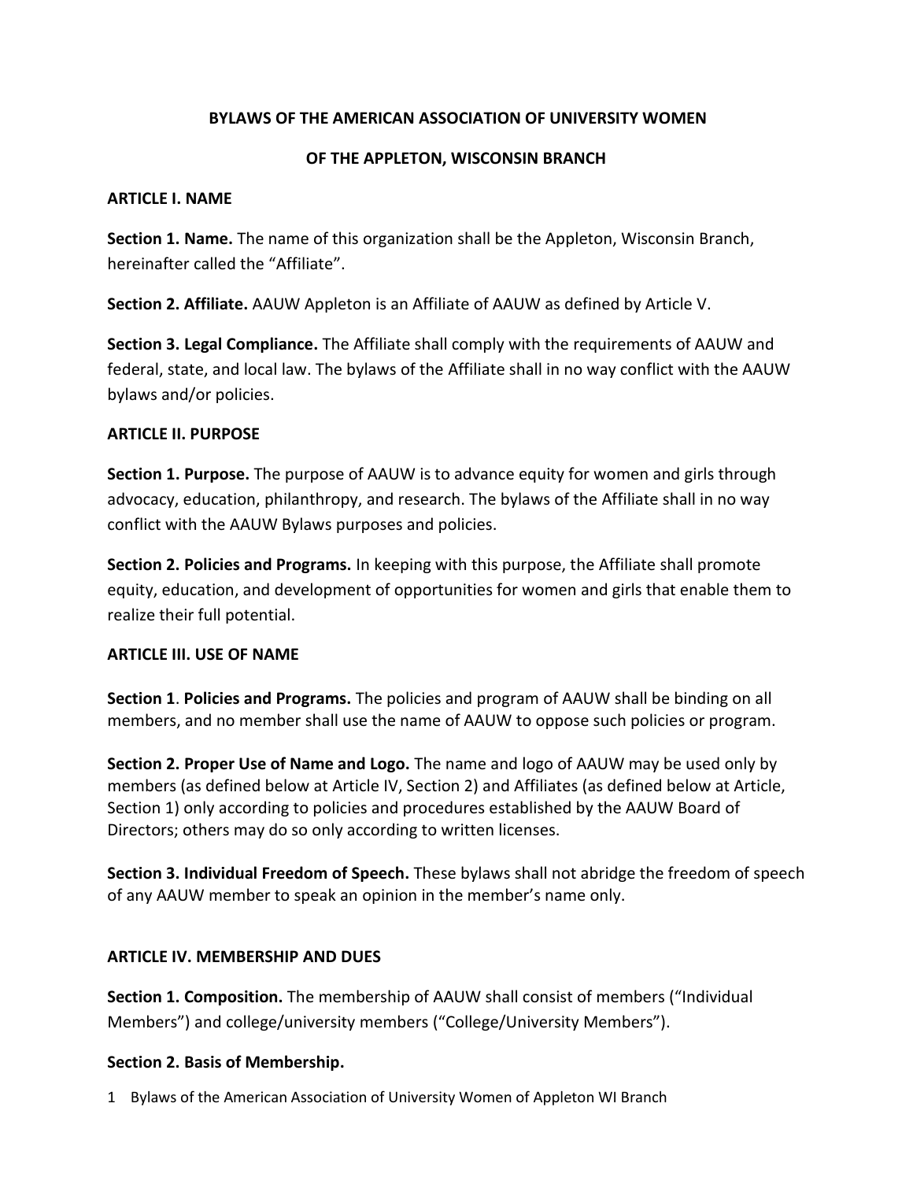# BYLAWS OF THE AMERICAN ASSOCIATION OF UNIVERSITY WOMEN

# OF THE APPLETON, WISCONSIN BRANCH

## ARTICLE I. NAME

**Section 1. Name.** The name of this organization shall be the Appleton, Wisconsin Branch, hereinafter called the "Affiliate".

**Section 2. Affiliate.** AAUW Appleton is an Affiliate of AAUW as defined by Article V.

**Section 3. Legal Compliance.** The Affiliate shall comply with the requirements of AAUW and federal, state, and local law. The bylaws of the Affiliate shall in no way conflict with the AAUW bylaws and/or policies.

## ARTICLE II. PURPOSE

**Section 1. Purpose.** The purpose of AAUW is to advance equity for women and girls through advocacy, education, philanthropy, and research. The bylaws of the Affiliate shall in no way conflict with the AAUW Bylaws purposes and policies.

**Section 2. Policies and Programs.** In keeping with this purpose, the Affiliate shall promote equity, education, and development of opportunities for women and girls that enable them to realize their full potential.

## ARTICLE III. USE OF NAME

**Section 1**. **Policies and Programs.** The policies and program of AAUW shall be binding on all members, and no member shall use the name of AAUW to oppose such policies or program.

**Section 2. Proper Use of Name and Logo.** The name and logo of AAUW may be used only by members (as defined below at Article IV, Section 2) and Affiliates (as defined below at Article, Section 1) only according to policies and procedures established by the AAUW Board of Directors; others may do so only according to written licenses.

**Section 3. Individual Freedom of Speech.** These bylaws shall not abridge the freedom of speech of any AAUW member to speak an opinion in the member's name only.

## ARTICLE IV. MEMBERSHIP AND DUES

**Section 1. Composition.** The membership of AAUW shall consist of members ("Individual Members") and college/university members ("College/University Members").

**Section 2. Basis of Membership.**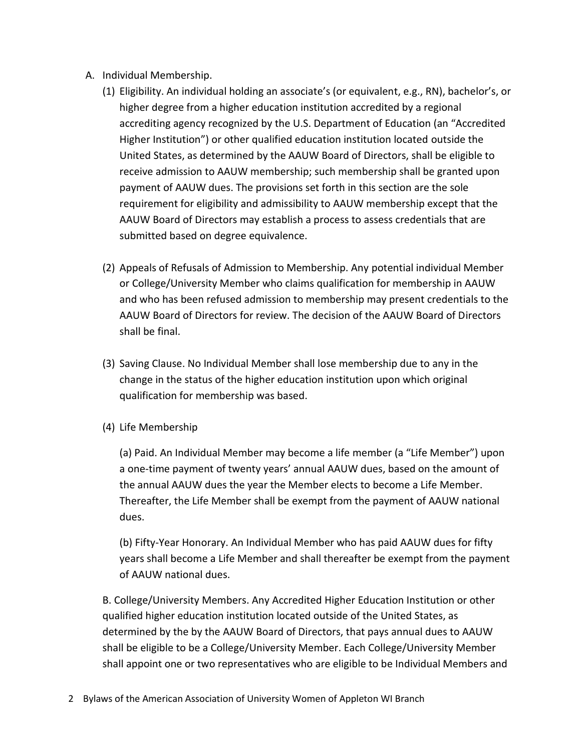A. Individual Membership.

(1) Eligibility. An individual holding an associate's (or equivalent, e.g., RN), bachelor's, or higher degree from a higher education institution accredited by a regional accrediting agency recognized by the U.S. Department of Education (an "Accredited Higher Institution") or other qualified education institution located outside the United States, as determined by the AAUW Board of Directors, shall be eligible to receive admission to AAUW membership; such membership shall be granted upon payment of AAUW dues. The provisions set forth in this section are the sole requirement for eligibility and admissibility to AAUW membership except that the AAUW Board of Directors may establish a process to assess credentials that are submitted based on degree equivalence.

(2) Appeals of Refusals of Admission to Membership. Any potential individual Member or College/University Member who claims qualification for membership in AAUW and who has been refused admission to membership may present credentials to the AAUW Board of Directors for review. The decision of the AAUW Board of Directors shall be final.

(3) Saving Clause. No Individual Member shall lose membership due to any in the change in the status of the higher education institution upon which original qualification for membership was based.

(4) Life Membership

(a) Paid. An Individual Member may become a life member (a "Life Member") upon a one-time payment of twenty years' annual AAUW dues, based on the amount of the annual AAUW dues the year the Member elects to become a Life Member. Thereafter, the Life Member shall be exempt from the payment of AAUW national dues.

(b) Fifty-Year Honorary. An Individual Member who has paid AAUW dues for fifty years shall become a Life Member and shall thereafter be exempt from the payment of AAUW national dues.

B. College/University Members. Any Accredited Higher Education Institution or other qualified higher education institution located outside of the United States, as determined by the by the AAUW Board of Directors, that pays annual dues to AAUW shall be eligible to be a College/University Member. Each College/University Member shall appoint one or two representatives who are eligible to be Individual Members and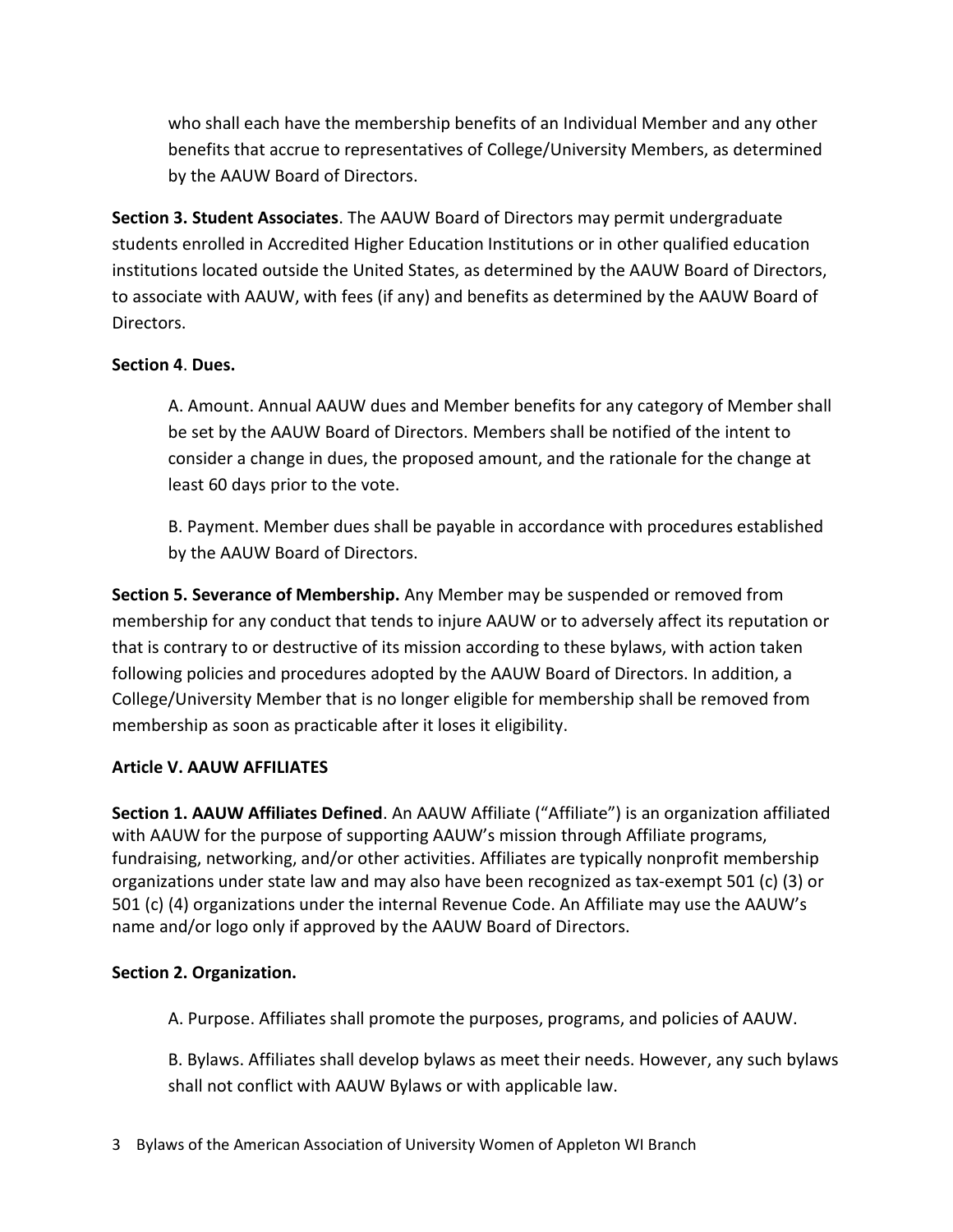who shall each have the membership benefits of an Individual Member and any other benefits that accrue to representatives of College/University Members, as determined by the AAUW Board of Directors.

**Section 3. Student Associates**. The AAUW Board of Directors may permit undergraduate students enrolled in Accredited Higher Education Institutions or in other qualified education institutions located outside the United States, as determined by the AAUW Board of Directors, to associate with AAUW, with fees (if any) and benefits as determined by the AAUW Board of Directors.

**Section 4**. **Dues.**

A. Amount. Annual AAUW dues and Member benefits for any category of Member shall be set by the AAUW Board of Directors. Members shall be notified of the intent to consider a change in dues, the proposed amount, and the rationale for the change at least 60 days prior to the vote.

B. Payment. Member dues shall be payable in accordance with procedures established by the AAUW Board of Directors.

**Section 5. Severance of Membership.** Any Member may be suspended or removed from membership for any conduct that tends to injure AAUW or to adversely affect its reputation or that is contrary to or destructive of its mission according to these bylaws, with action taken following policies and procedures adopted by the AAUW Board of Directors. In addition, a College/University Member that is no longer eligible for membership shall be removed from membership as soon as practicable after it loses it eligibility.

**Article V. AAUW AFFILIATES**

**Section 1. AAUW Affiliates Defined**. An AAUW Affiliate ("Affiliate") is an organization affiliated with AAUW for the purpose of supporting AAUW's mission through Affiliate programs, fundraising, networking, and/or other activities. Affiliates are typically nonprofit membership organizations under state law and may also have been recognized as tax-exempt 501 (c) (3) or 501 (c) (4) organizations under the internal Revenue Code. An Affiliate may use the AAUW's name and/or logo only if approved by the AAUW Board of Directors.

**Section 2. Organization.**

A. Purpose. Affiliates shall promote the purposes, programs, and policies of AAUW.

B. Bylaws. Affiliates shall develop bylaws as meet their needs. However, any such bylaws shall not conflict with AAUW Bylaws or with applicable law.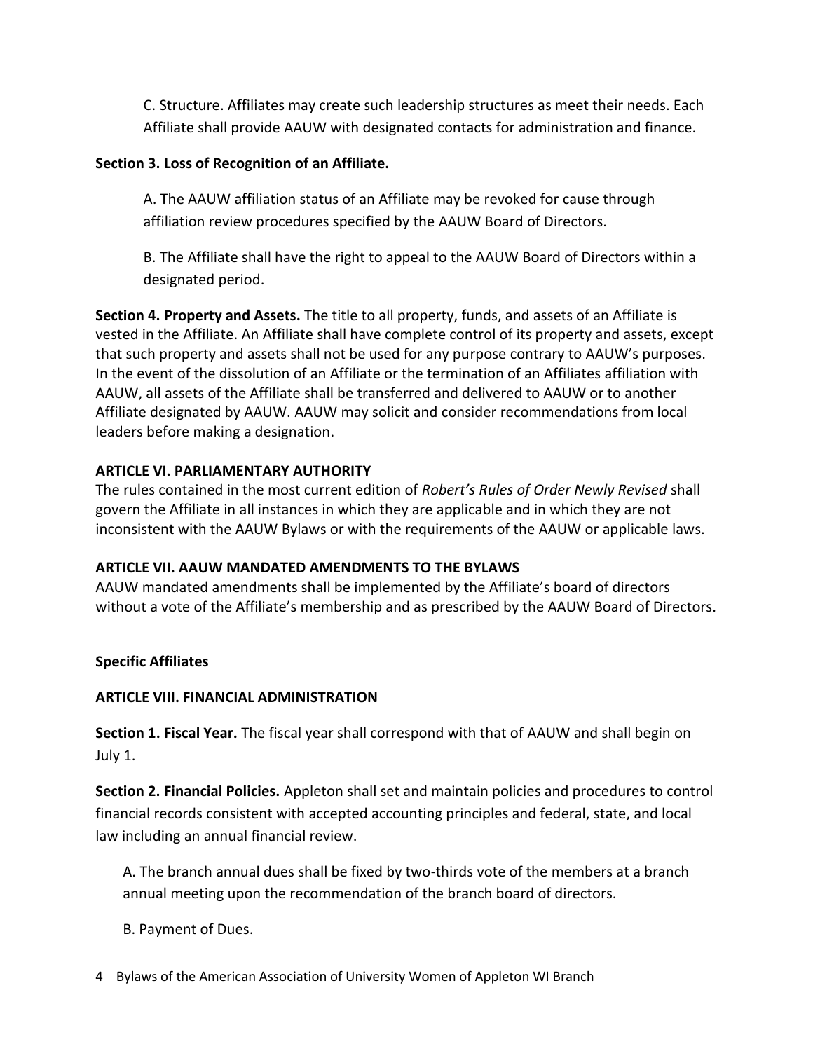C. Structure. Affiliates may create such leadership structures as meet their needs. Each Affiliate shall provide AAUW with designated contacts for administration and finance.

**Section 3. Loss of Recognition of an Affiliate.**

A. The AAUW affiliation status of an Affiliate may be revoked for cause through affiliation review procedures specified by the AAUW Board of Directors.

B. The Affiliate shall have the right to appeal to the AAUW Board of Directors within a designated period.

**Section 4. Property and Assets.** The title to all property, funds, and assets of an Affiliate is vested in the Affiliate. An Affiliate shall have complete control of its property and assets, except that such property and assets shall not be used for any purpose contrary to AAUW's purposes. In the event of the dissolution of an Affiliate or the termination of an Affiliates affiliation with AAUW, all assets of the Affiliate shall be transferred and delivered to AAUW or to another Affiliate designated by AAUW. AAUW may solicit and consider recommendations from local leaders before making a designation.

**ARTICLE VI. PARLIAMENTARY AUTHORITY**

The rules contained in the most current edition of *Robert's Rules of Order Newly Revised* shall govern the Affiliate in all instances in which they are applicable and in which they are not inconsistent with the AAUW Bylaws or with the requirements of the AAUW or applicable laws.

**ARTICLE VII. AAUW MANDATED AMENDMENTS TO THE BYLAWS**

AAUW mandated amendments shall be implemented by the Affiliate's board of directors without a vote of the Affiliate's membership and as prescribed by the AAUW Board of Directors.

**Specific Affiliates**

**ARTICLE VIII. FINANCIAL ADMINISTRATION**

**Section 1. Fiscal Year.** The fiscal year shall correspond with that of AAUW and shall begin on July 1.

**Section 2. Financial Policies.** Appleton shall set and maintain policies and procedures to control financial records consistent with accepted accounting principles and federal, state, and local law including an annual financial review.

A. The branch annual dues shall be fixed by two-thirds vote of the members at a branch annual meeting upon the recommendation of the branch board of directors.

B. Payment of Dues.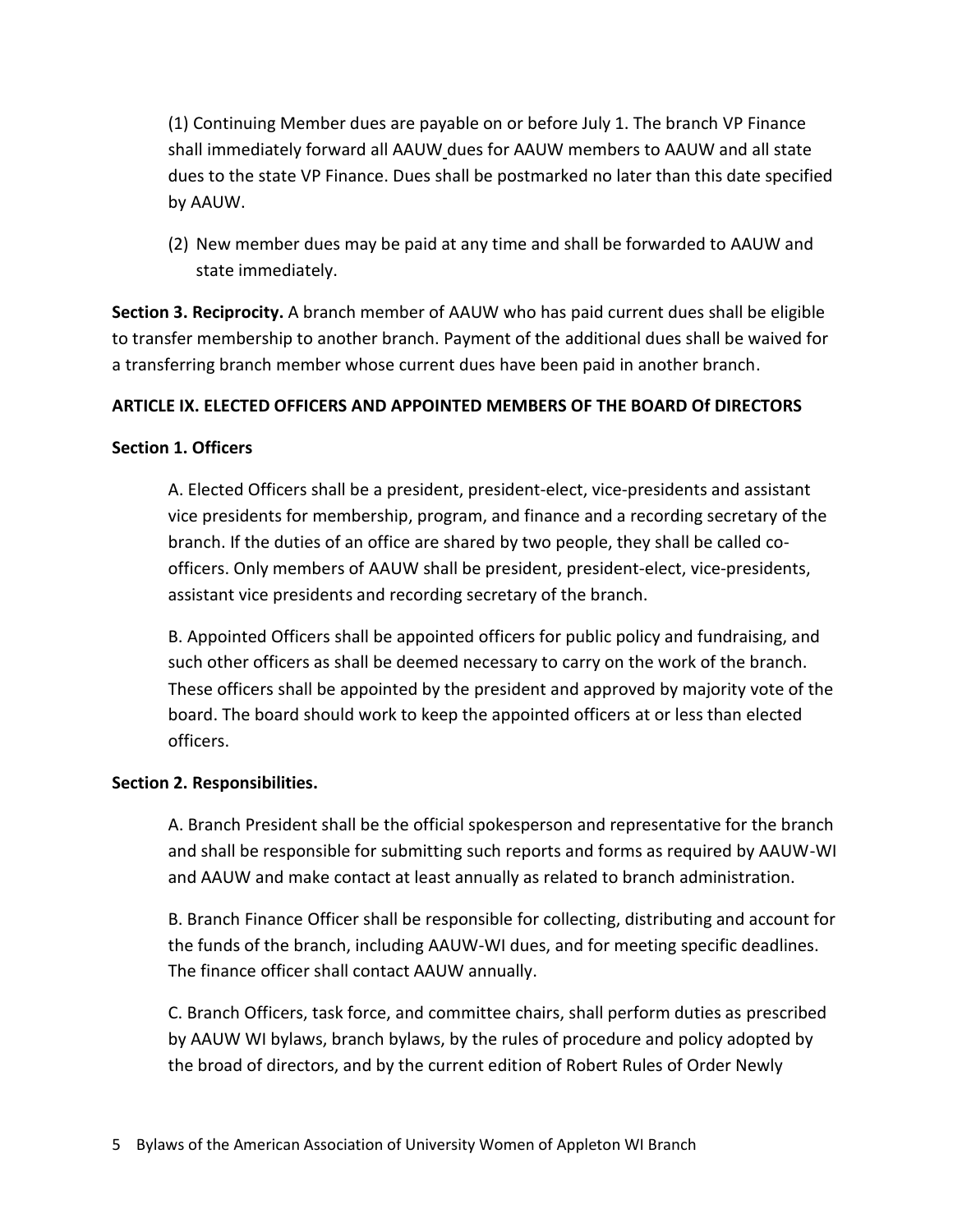(1) Continuing Member dues are payable on or before July 1. The branch VP Finance shall immediately forward all AAUW dues for AAUW members to AAUW and all state dues to the state VP Finance. Dues shall be postmarked no later than this date specified by AAUW.

(2) New member dues may be paid at any time and shall be forwarded to AAUW and state immediately.

**Section 3. Reciprocity.** A branch member of AAUW who has paid current dues shall be eligible to transfer membership to another branch. Payment of the additional dues shall be waived for a transferring branch member whose current dues have been paid in another branch.

## ARTICLE IX. ELECTED OFFICERS AND APPOINTED MEMBERS OF THE BOARD Of DIRECTORS

### Section 1. Officers

A. Elected Officers shall be a president, president-elect, vice-presidents and assistant vice presidents for membership, program, and finance and a recording secretary of the branch. If the duties of an office are shared by two people, they shall be called co-officers. Only members of AAUW shall be president, president-elect, vice-presidents, assistant vice presidents and recording secretary of the branch.

B. Appointed Officers shall be appointed officers for public policy and fundraising, and such other officers as shall be deemed necessary to carry on the work of the branch. These officers shall be appointed by the president and approved by majority vote of the board. The board should work to keep the appointed officers at or less than elected officers.

### Section 2. Responsibilities.

A. Branch President shall be the official spokesperson and representative for the branch and shall be responsible for submitting such reports and forms as required by AAUW-WI and AAUW and make contact at least annually as related to branch administration.

B. Branch Finance Officer shall be responsible for collecting, distributing and account for the funds of the branch, including AAUW-WI dues, and for meeting specific deadlines. The finance officer shall contact AAUW annually.

C. Branch Officers, task force, and committee chairs, shall perform duties as prescribed by AAUW WI bylaws, branch bylaws, by the rules of procedure and policy adopted by the broad of directors, and by the current edition of Robert Rules of Order Newly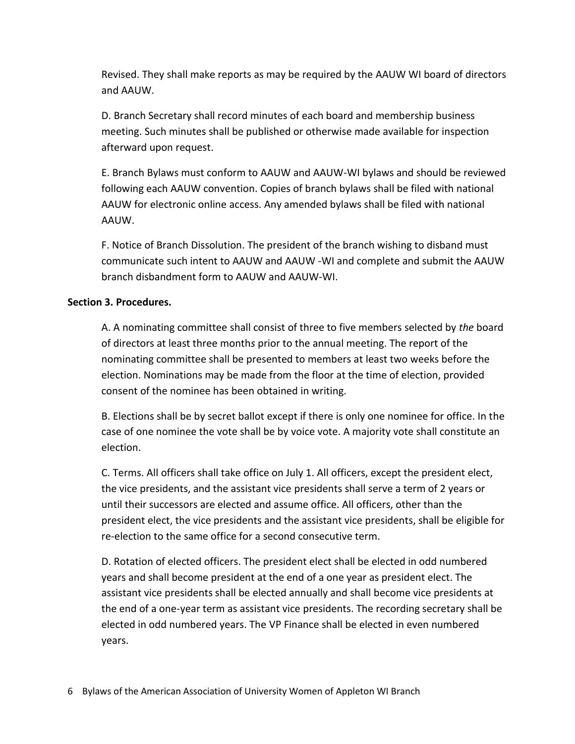Revised. They shall make reports as may be required by the AAUW WI board of directors and AAUW.

D. Branch Secretary shall record minutes of each board and membership business meeting. Such minutes shall be published or otherwise made available for inspection afterward upon request.

E. Branch Bylaws must conform to AAUW and AAUW-WI bylaws and should be reviewed following each AAUW convention. Copies of branch bylaws shall be filed with national AAUW for electronic online access. Any amended bylaws shall be filed with national AAUW.

F. Notice of Branch Dissolution. The president of the branch wishing to disband must communicate such intent to AAUW and AAUW -WI and complete and submit the AAUW branch disbandment form to AAUW and AAUW-WI.

**Section 3. Procedures.**

A. A nominating committee shall consist of three to five members selected by *the* board of directors at least three months prior to the annual meeting. The report of the nominating committee shall be presented to members at least two weeks before the election. Nominations may be made from the floor at the time of election, provided consent of the nominee has been obtained in writing.

B. Elections shall be by secret ballot except if there is only one nominee for office. In the case of one nominee the vote shall be by voice vote. A majority vote shall constitute an election.

C. Terms. All officers shall take office on July 1. All officers, except the president elect, the vice presidents, and the assistant vice presidents shall serve a term of 2 years or until their successors are elected and assume office. All officers, other than the president elect, the vice presidents and the assistant vice presidents, shall be eligible for re-election to the same office for a second consecutive term.

D. Rotation of elected officers. The president elect shall be elected in odd numbered years and shall become president at the end of a one year as president elect. The assistant vice presidents shall be elected annually and shall become vice presidents at the end of a one-year term as assistant vice presidents. The recording secretary shall be elected in odd numbered years. The VP Finance shall be elected in even numbered years.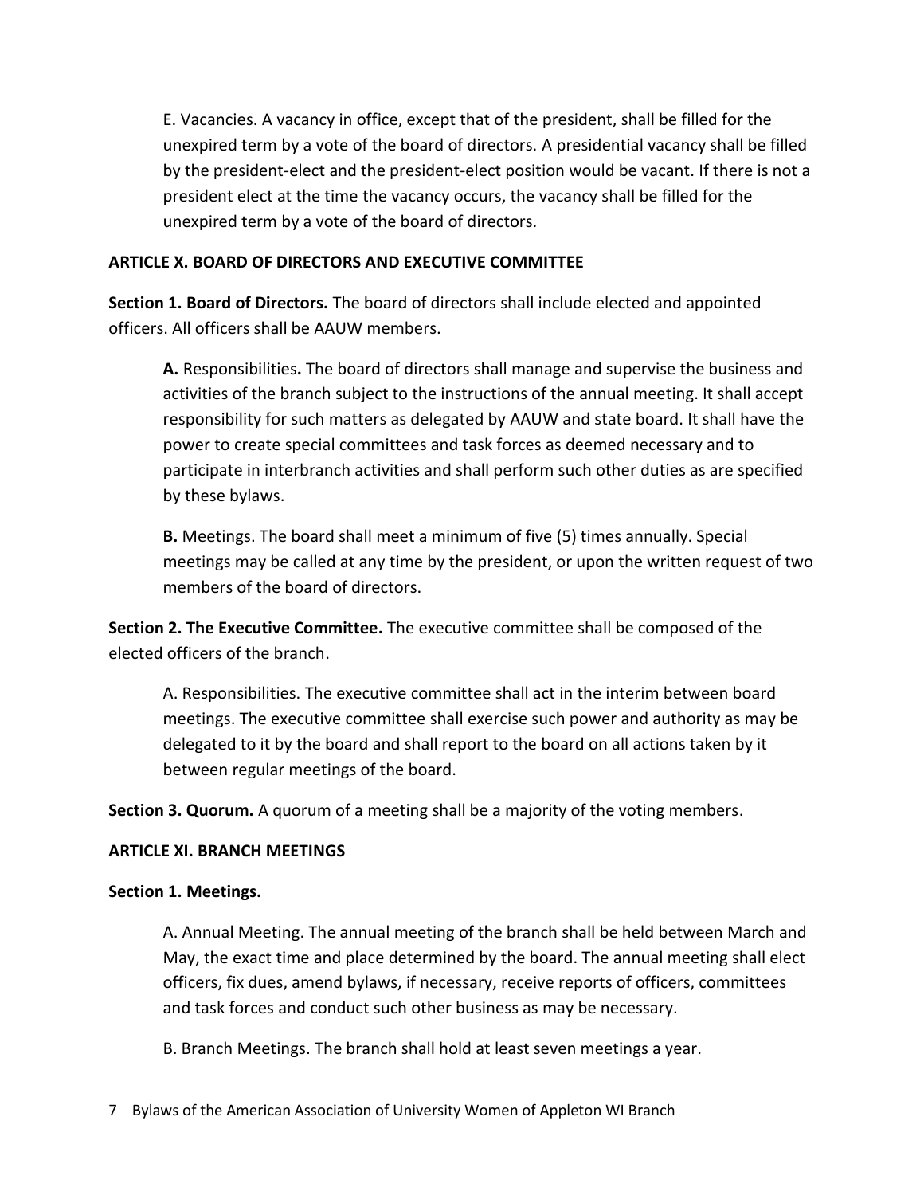E. Vacancies. A vacancy in office, except that of the president, shall be filled for the unexpired term by a vote of the board of directors. A presidential vacancy shall be filled by the president-elect and the president-elect position would be vacant. If there is not a president elect at the time the vacancy occurs, the vacancy shall be filled for the unexpired term by a vote of the board of directors.

**ARTICLE X. BOARD OF DIRECTORS AND EXECUTIVE COMMITTEE**

**Section 1. Board of Directors.** The board of directors shall include elected and appointed officers. All officers shall be AAUW members.

**A.** Responsibilities**.** The board of directors shall manage and supervise the business and activities of the branch subject to the instructions of the annual meeting. It shall accept responsibility for such matters as delegated by AAUW and state board. It shall have the power to create special committees and task forces as deemed necessary and to participate in interbranch activities and shall perform such other duties as are specified by these bylaws.

**B.** Meetings. The board shall meet a minimum of five (5) times annually. Special meetings may be called at any time by the president, or upon the written request of two members of the board of directors.

**Section 2. The Executive Committee.** The executive committee shall be composed of the elected officers of the branch.

A. Responsibilities. The executive committee shall act in the interim between board meetings. The executive committee shall exercise such power and authority as may be delegated to it by the board and shall report to the board on all actions taken by it between regular meetings of the board.

**Section 3. Quorum.** A quorum of a meeting shall be a majority of the voting members.

**ARTICLE XI. BRANCH MEETINGS**

**Section 1. Meetings.**

A. Annual Meeting. The annual meeting of the branch shall be held between March and May, the exact time and place determined by the board. The annual meeting shall elect officers, fix dues, amend bylaws, if necessary, receive reports of officers, committees and task forces and conduct such other business as may be necessary.

B. Branch Meetings. The branch shall hold at least seven meetings a year.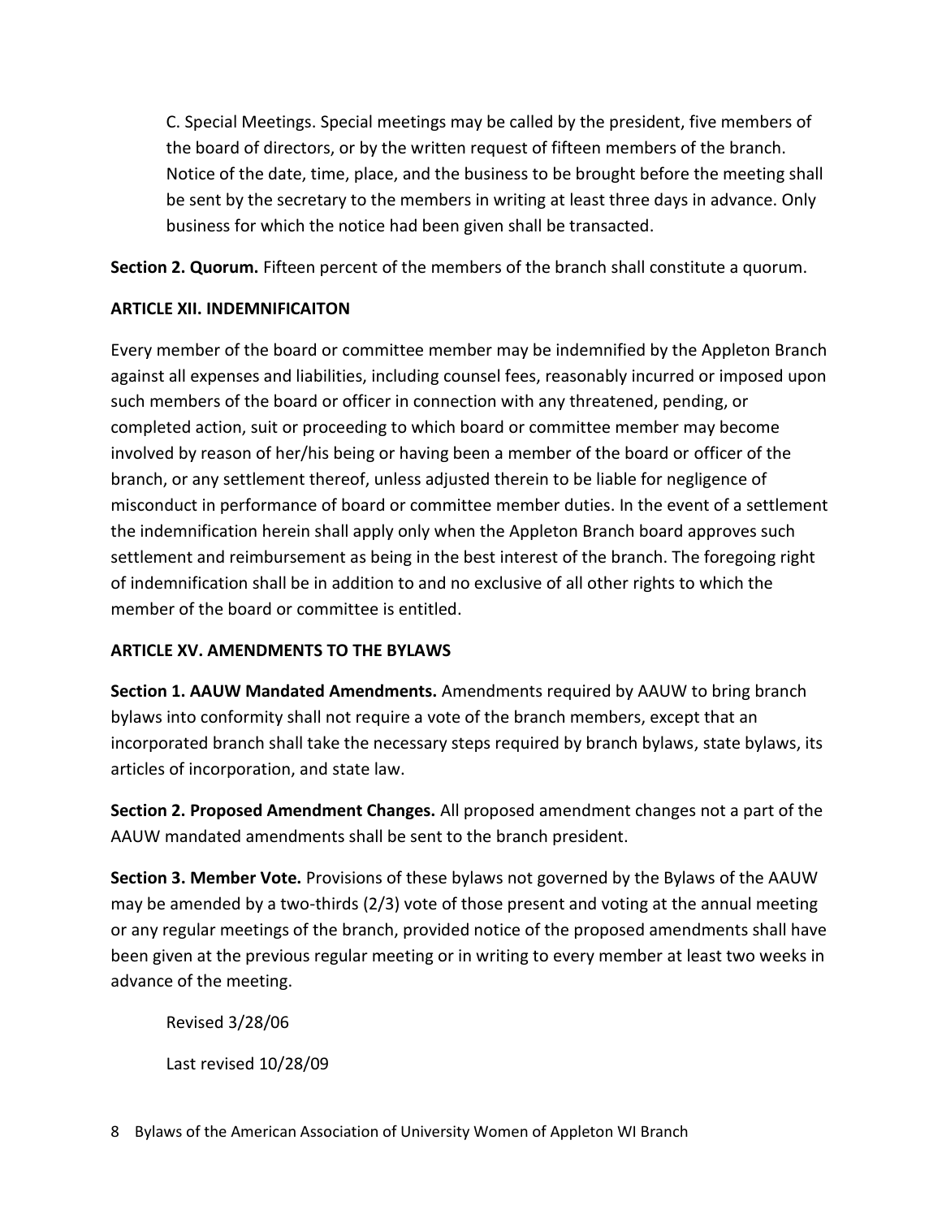C. Special Meetings. Special meetings may be called by the president, five members of the board of directors, or by the written request of fifteen members of the branch. Notice of the date, time, place, and the business to be brought before the meeting shall be sent by the secretary to the members in writing at least three days in advance. Only business for which the notice had been given shall be transacted.

**Section 2. Quorum.** Fifteen percent of the members of the branch shall constitute a quorum.

**ARTICLE XII. INDEMNIFICAITON**

Every member of the board or committee member may be indemnified by the Appleton Branch against all expenses and liabilities, including counsel fees, reasonably incurred or imposed upon such members of the board or officer in connection with any threatened, pending, or completed action, suit or proceeding to which board or committee member may become involved by reason of her/his being or having been a member of the board or officer of the branch, or any settlement thereof, unless adjusted therein to be liable for negligence of misconduct in performance of board or committee member duties. In the event of a settlement the indemnification herein shall apply only when the Appleton Branch board approves such settlement and reimbursement as being in the best interest of the branch. The foregoing right of indemnification shall be in addition to and no exclusive of all other rights to which the member of the board or committee is entitled.

**ARTICLE XV. AMENDMENTS TO THE BYLAWS**

**Section 1. AAUW Mandated Amendments.** Amendments required by AAUW to bring branch bylaws into conformity shall not require a vote of the branch members, except that an incorporated branch shall take the necessary steps required by branch bylaws, state bylaws, its articles of incorporation, and state law.

**Section 2. Proposed Amendment Changes.** All proposed amendment changes not a part of the AAUW mandated amendments shall be sent to the branch president.

**Section 3. Member Vote.** Provisions of these bylaws not governed by the Bylaws of the AAUW may be amended by a two-thirds (2/3) vote of those present and voting at the annual meeting or any regular meetings of the branch, provided notice of the proposed amendments shall have been given at the previous regular meeting or in writing to every member at least two weeks in advance of the meeting.

Revised 3/28/06

Last revised 10/28/09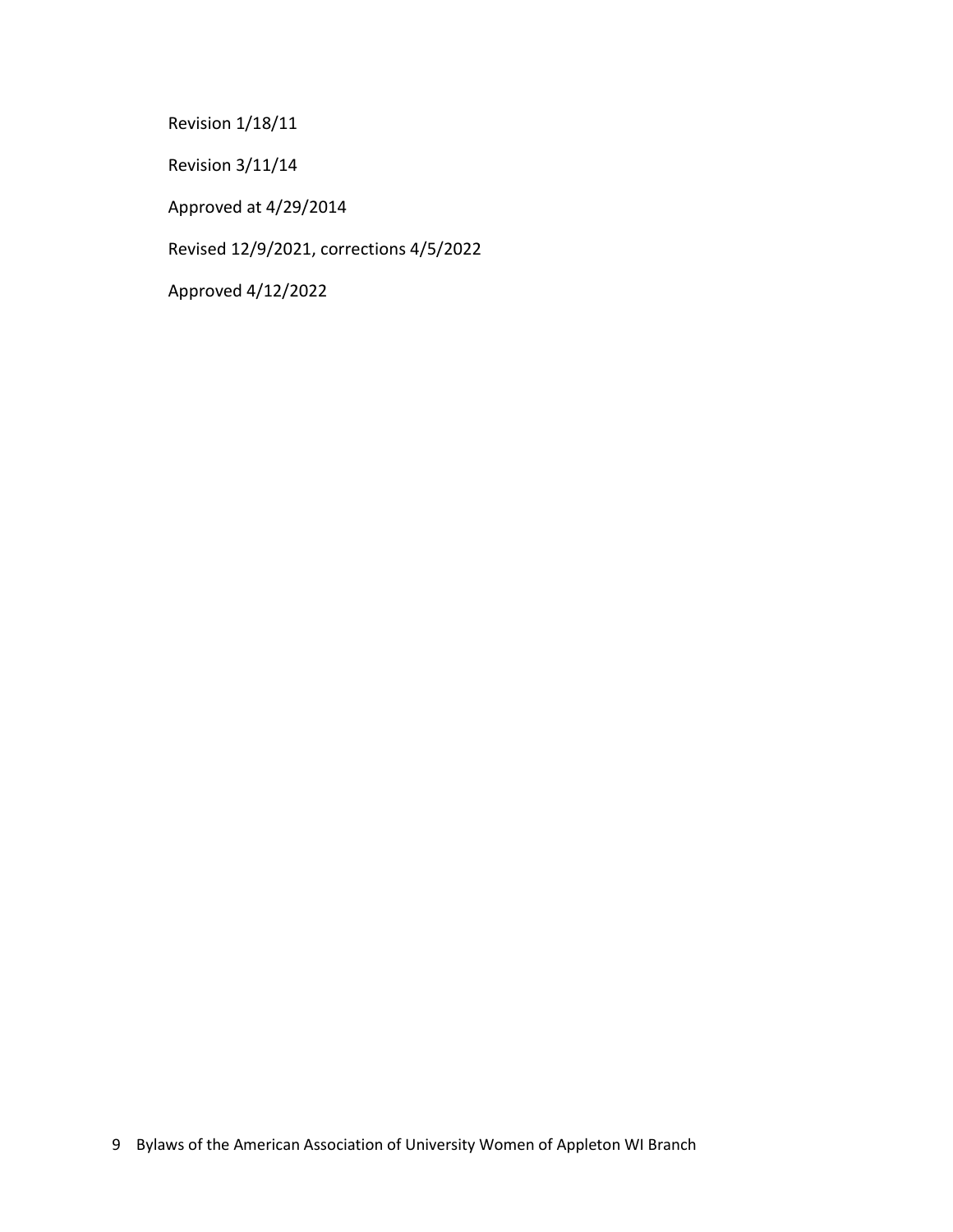Revision 1/18/11

Revision 3/11/14

Approved at 4/29/2014

Revised 12/9/2021, corrections 4/5/2022

Approved 4/12/2022